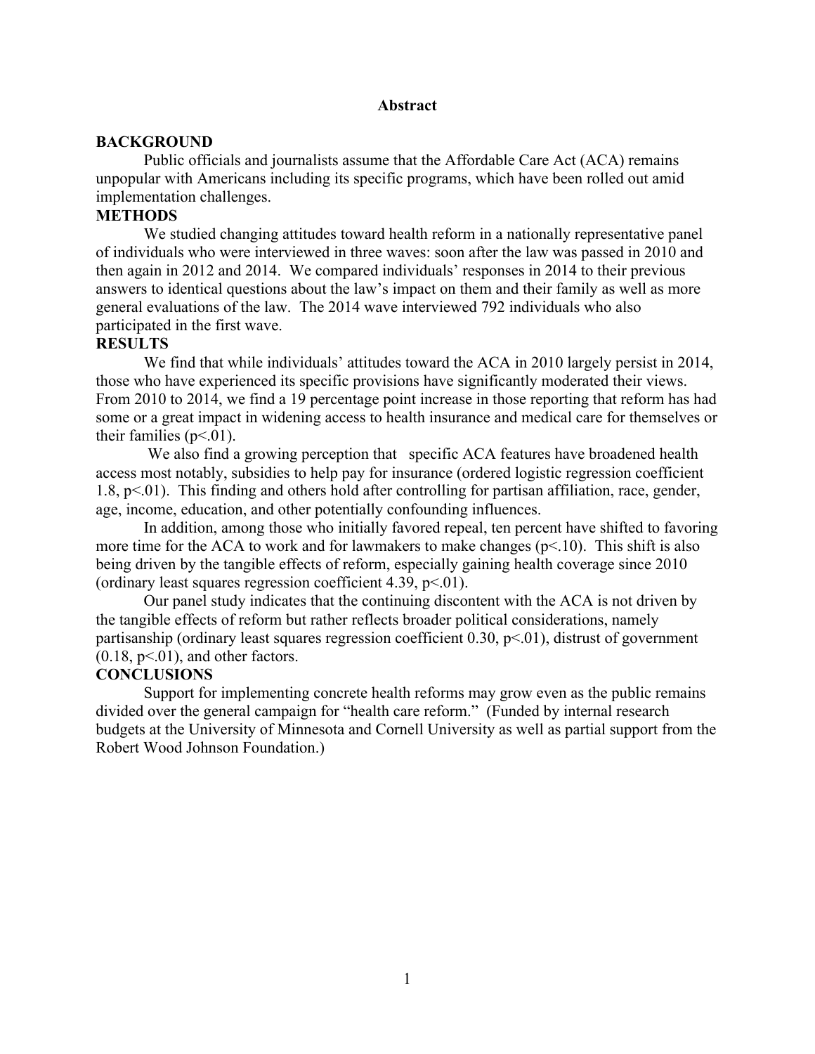## Abstract

### BACKGROUND

Public officials and journalists assume that the Affordable Care Act (ACA) remains unpopular with Americans including its specific programs, which have been rolled out amid implementation challenges.

### METHODS

We studied changing attitudes toward health reform in a nationally representative panel of individuals who were interviewed in three waves: soon after the law was passed in 2010 and then again in 2012 and 2014. We compared individuals' responses in 2014 to their previous answers to identical questions about the law's impact on them and their family as well as more general evaluations of the law. The 2014 wave interviewed 792 individuals who also participated in the first wave.

### RESULTS

We find that while individuals' attitudes toward the ACA in 2010 largely persist in 2014, those who have experienced its specific provisions have significantly moderated their views. From 2010 to 2014, we find a 19 percentage point increase in those reporting that reform has had some or a great impact in widening access to health insurance and medical care for themselves or their families ($p<.01$).

We also find a growing perception that specific ACA features have broadened health access most notably, subsidies to help pay for insurance (ordered logistic regression coefficient 1.8, $p<.01$). This finding and others hold after controlling for partisan affiliation, race, gender, age, income, education, and other potentially confounding influences.

In addition, among those who initially favored repeal, ten percent have shifted to favoring more time for the ACA to work and for lawmakers to make changes ($p<.10$). This shift is also being driven by the tangible effects of reform, especially gaining health coverage since 2010 (ordinary least squares regression coefficient 4.39, $p<.01$).

Our panel study indicates that the continuing discontent with the ACA is not driven by the tangible effects of reform but rather reflects broader political considerations, namely partisanship (ordinary least squares regression coefficient 0.30, $p<.01$), distrust of government (0.18, $p<.01$), and other factors.

### CONCLUSIONS

Support for implementing concrete health reforms may grow even as the public remains divided over the general campaign for "health care reform." (Funded by internal research budgets at the University of Minnesota and Cornell University as well as partial support from the Robert Wood Johnson Foundation.)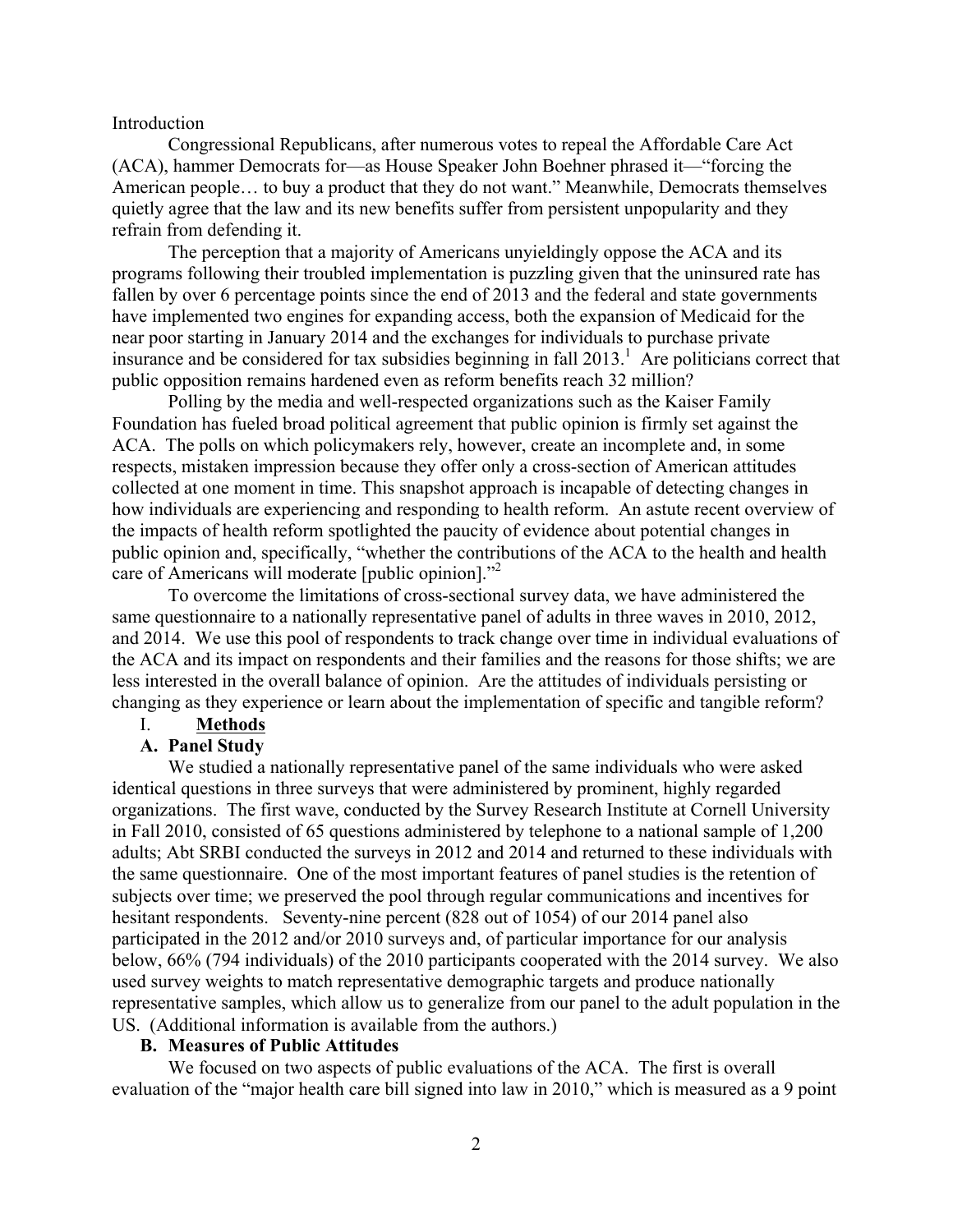Introduction

Congressional Republicans, after numerous votes to repeal the Affordable Care Act (ACA), hammer Democrats for—as House Speaker John Boehner phrased it—"forcing the American people… to buy a product that they do not want." Meanwhile, Democrats themselves quietly agree that the law and its new benefits suffer from persistent unpopularity and they refrain from defending it.

The perception that a majority of Americans unyieldingly oppose the ACA and its programs following their troubled implementation is puzzling given that the uninsured rate has fallen by over 6 percentage points since the end of 2013 and the federal and state governments have implemented two engines for expanding access, both the expansion of Medicaid for the near poor starting in January 2014 and the exchanges for individuals to purchase private insurance and be considered for tax subsidies beginning in fall 2013.[1] Are politicians correct that public opposition remains hardened even as reform benefits reach 32 million?

Polling by the media and well-respected organizations such as the Kaiser Family Foundation has fueled broad political agreement that public opinion is firmly set against the ACA. The polls on which policymakers rely, however, create an incomplete and, in some respects, mistaken impression because they offer only a cross-section of American attitudes collected at one moment in time. This snapshot approach is incapable of detecting changes in how individuals are experiencing and responding to health reform. An astute recent overview of the impacts of health reform spotlighted the paucity of evidence about potential changes in public opinion and, specifically, "whether the contributions of the ACA to the health and health care of Americans will moderate [public opinion]."[2]

To overcome the limitations of cross-sectional survey data, we have administered the same questionnaire to a nationally representative panel of adults in three waves in 2010, 2012, and 2014. We use this pool of respondents to track change over time in individual evaluations of the ACA and its impact on respondents and their families and the reasons for those shifts; we are less interested in the overall balance of opinion. Are the attitudes of individuals persisting or changing as they experience or learn about the implementation of specific and tangible reform?

## I. Methods

### A. Panel Study

We studied a nationally representative panel of the same individuals who were asked identical questions in three surveys that were administered by prominent, highly regarded organizations. The first wave, conducted by the Survey Research Institute at Cornell University in Fall 2010, consisted of 65 questions administered by telephone to a national sample of 1,200 adults; Abt SRBI conducted the surveys in 2012 and 2014 and returned to these individuals with the same questionnaire. One of the most important features of panel studies is the retention of subjects over time; we preserved the pool through regular communications and incentives for hesitant respondents. Seventy-nine percent (828 out of 1054) of our 2014 panel also participated in the 2012 and/or 2010 surveys and, of particular importance for our analysis below, 66% (794 individuals) of the 2010 participants cooperated with the 2014 survey. We also used survey weights to match representative demographic targets and produce nationally representative samples, which allow us to generalize from our panel to the adult population in the US. (Additional information is available from the authors.)

### B. Measures of Public Attitudes

We focused on two aspects of public evaluations of the ACA. The first is overall evaluation of the "major health care bill signed into law in 2010," which is measured as a 9 point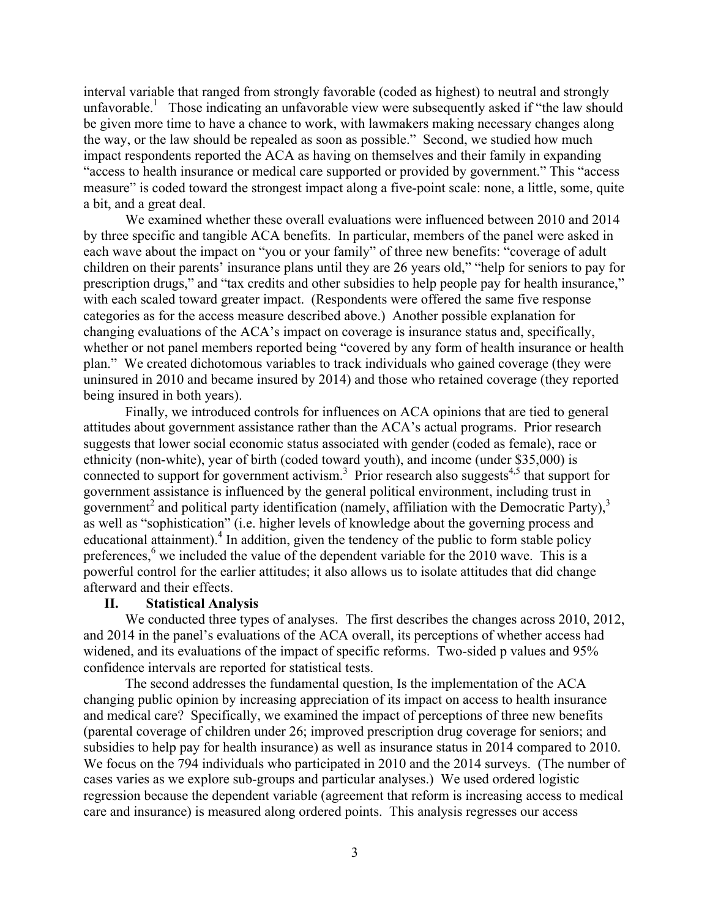interval variable that ranged from strongly favorable (coded as highest) to neutral and strongly unfavorable.[1] Those indicating an unfavorable view were subsequently asked if "the law should be given more time to have a chance to work, with lawmakers making necessary changes along the way, or the law should be repealed as soon as possible." Second, we studied how much impact respondents reported the ACA as having on themselves and their family in expanding "access to health insurance or medical care supported or provided by government." This "access measure" is coded toward the strongest impact along a five-point scale: none, a little, some, quite a bit, and a great deal.

We examined whether these overall evaluations were influenced between 2010 and 2014 by three specific and tangible ACA benefits. In particular, members of the panel were asked in each wave about the impact on "you or your family" of three new benefits: "coverage of adult children on their parents' insurance plans until they are 26 years old," "help for seniors to pay for prescription drugs," and "tax credits and other subsidies to help people pay for health insurance," with each scaled toward greater impact. (Respondents were offered the same five response categories as for the access measure described above.) Another possible explanation for changing evaluations of the ACA's impact on coverage is insurance status and, specifically, whether or not panel members reported being "covered by any form of health insurance or health plan." We created dichotomous variables to track individuals who gained coverage (they were uninsured in 2010 and became insured by 2014) and those who retained coverage (they reported being insured in both years).

Finally, we introduced controls for influences on ACA opinions that are tied to general attitudes about government assistance rather than the ACA's actual programs. Prior research suggests that lower social economic status associated with gender (coded as female), race or ethnicity (non-white), year of birth (coded toward youth), and income (under $35,000) is connected to support for government activism.[3] Prior research also suggests[4,5] that support for government assistance is influenced by the general political environment, including trust in government[2] and political party identification (namely, affiliation with the Democratic Party),[3] as well as "sophistication" (i.e. higher levels of knowledge about the governing process and educational attainment).[4] In addition, given the tendency of the public to form stable policy preferences,[6] we included the value of the dependent variable for the 2010 wave. This is a powerful control for the earlier attitudes; it also allows us to isolate attitudes that did change afterward and their effects.

## II. Statistical Analysis

We conducted three types of analyses. The first describes the changes across 2010, 2012, and 2014 in the panel's evaluations of the ACA overall, its perceptions of whether access had widened, and its evaluations of the impact of specific reforms. Two-sided p values and 95% confidence intervals are reported for statistical tests.

The second addresses the fundamental question, Is the implementation of the ACA changing public opinion by increasing appreciation of its impact on access to health insurance and medical care? Specifically, we examined the impact of perceptions of three new benefits (parental coverage of children under 26; improved prescription drug coverage for seniors; and subsidies to help pay for health insurance) as well as insurance status in 2014 compared to 2010. We focus on the 794 individuals who participated in 2010 and the 2014 surveys. (The number of cases varies as we explore sub-groups and particular analyses.) We used ordered logistic regression because the dependent variable (agreement that reform is increasing access to medical care and insurance) is measured along ordered points. This analysis regresses our access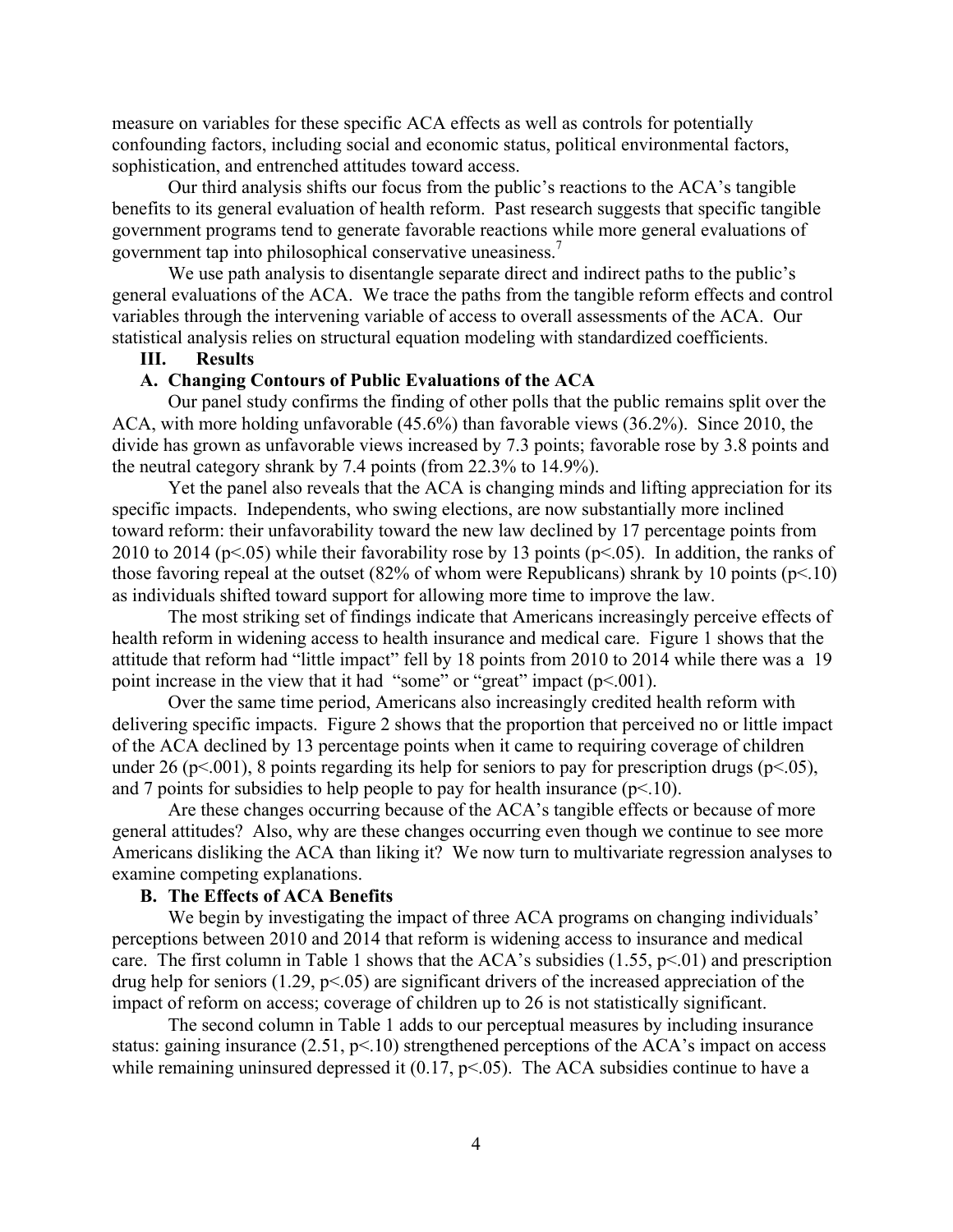measure on variables for these specific ACA effects as well as controls for potentially confounding factors, including social and economic status, political environmental factors, sophistication, and entrenched attitudes toward access.

Our third analysis shifts our focus from the public's reactions to the ACA's tangible benefits to its general evaluation of health reform. Past research suggests that specific tangible government programs tend to generate favorable reactions while more general evaluations of government tap into philosophical conservative uneasiness.[7]

We use path analysis to disentangle separate direct and indirect paths to the public's general evaluations of the ACA. We trace the paths from the tangible reform effects and control variables through the intervening variable of access to overall assessments of the ACA. Our statistical analysis relies on structural equation modeling with standardized coefficients.

## III. Results

### A. Changing Contours of Public Evaluations of the ACA

Our panel study confirms the finding of other polls that the public remains split over the ACA, with more holding unfavorable (45.6%) than favorable views (36.2%). Since 2010, the divide has grown as unfavorable views increased by 7.3 points; favorable rose by 3.8 points and the neutral category shrank by 7.4 points (from 22.3% to 14.9%).

Yet the panel also reveals that the ACA is changing minds and lifting appreciation for its specific impacts. Independents, who swing elections, are now substantially more inclined toward reform: their unfavorability toward the new law declined by 17 percentage points from 2010 to 2014 ($p<.05$) while their favorability rose by 13 points ($p<.05$). In addition, the ranks of those favoring repeal at the outset (82% of whom were Republicans) shrank by 10 points ($p<.10$) as individuals shifted toward support for allowing more time to improve the law.

The most striking set of findings indicate that Americans increasingly perceive effects of health reform in widening access to health insurance and medical care. Figure 1 shows that the attitude that reform had "little impact" fell by 18 points from 2010 to 2014 while there was a 19 point increase in the view that it had "some" or "great" impact ($p<.001$).

Over the same time period, Americans also increasingly credited health reform with delivering specific impacts. Figure 2 shows that the proportion that perceived no or little impact of the ACA declined by 13 percentage points when it came to requiring coverage of children under 26 ($p<.001$), 8 points regarding its help for seniors to pay for prescription drugs ($p<.05$), and 7 points for subsidies to help people to pay for health insurance ($p<.10$).

Are these changes occurring because of the ACA's tangible effects or because of more general attitudes? Also, why are these changes occurring even though we continue to see more Americans disliking the ACA than liking it? We now turn to multivariate regression analyses to examine competing explanations.

### B. The Effects of ACA Benefits

We begin by investigating the impact of three ACA programs on changing individuals' perceptions between 2010 and 2014 that reform is widening access to insurance and medical care. The first column in Table 1 shows that the ACA's subsidies (1.55, $p<.01$) and prescription drug help for seniors (1.29, $p<.05$) are significant drivers of the increased appreciation of the impact of reform on access; coverage of children up to 26 is not statistically significant.

The second column in Table 1 adds to our perceptual measures by including insurance status: gaining insurance (2.51, $p<.10$) strengthened perceptions of the ACA's impact on access while remaining uninsured depressed it (0.17, $p<.05$). The ACA subsidies continue to have a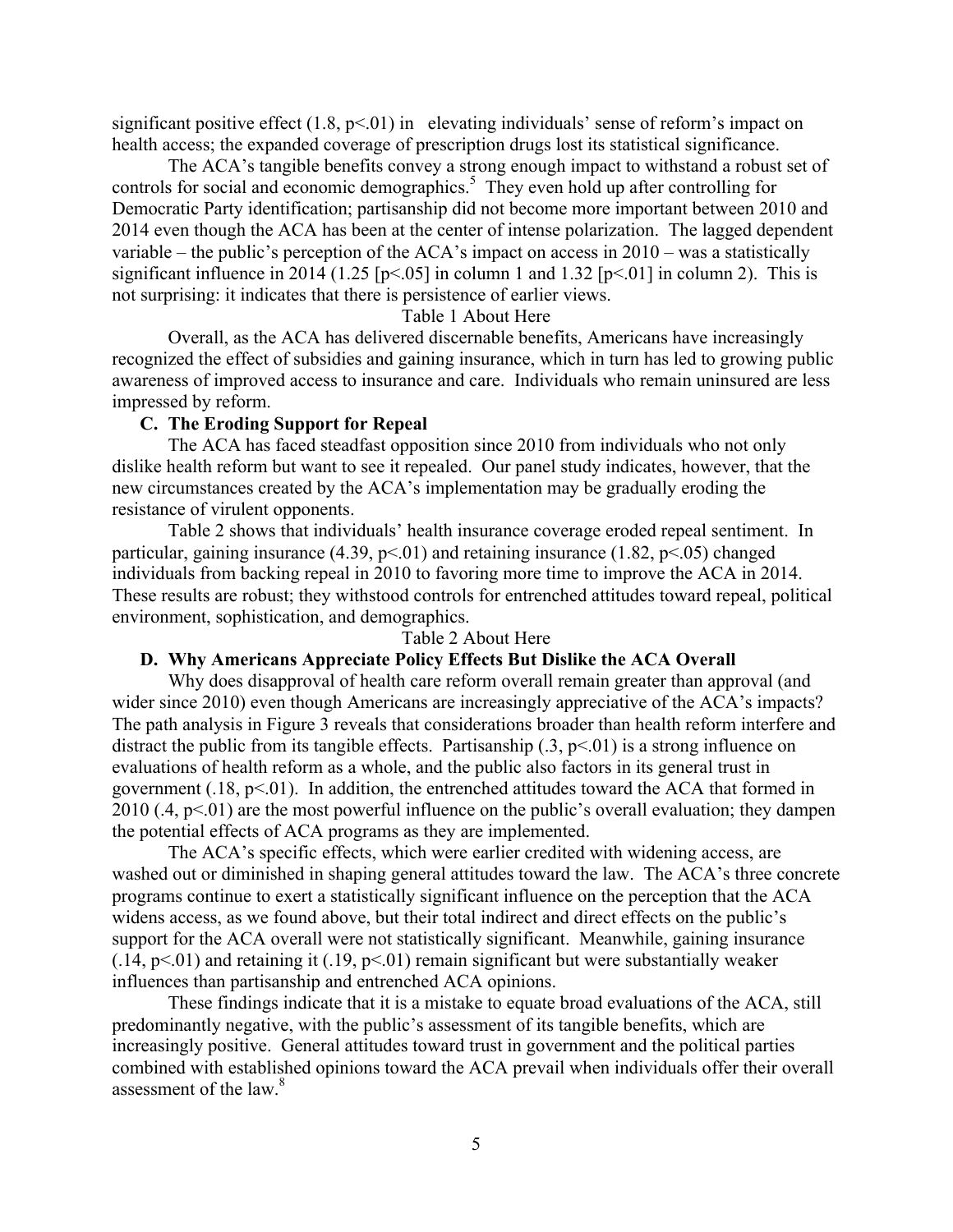significant positive effect (1.8, $p<.01$) in elevating individuals' sense of reform's impact on health access; the expanded coverage of prescription drugs lost its statistical significance.

The ACA's tangible benefits convey a strong enough impact to withstand a robust set of controls for social and economic demographics.[5] They even hold up after controlling for Democratic Party identification; partisanship did not become more important between 2010 and 2014 even though the ACA has been at the center of intense polarization. The lagged dependent variable – the public's perception of the ACA's impact on access in 2010 – was a statistically significant influence in 2014 (1.25 [$p<.05$] in column 1 and 1.32 [$p<.01$] in column 2). This is not surprising: it indicates that there is persistence of earlier views.

Table 1 About Here

Overall, as the ACA has delivered discernable benefits, Americans have increasingly recognized the effect of subsidies and gaining insurance, which in turn has led to growing public awareness of improved access to insurance and care. Individuals who remain uninsured are less impressed by reform.

### C. The Eroding Support for Repeal

The ACA has faced steadfast opposition since 2010 from individuals who not only dislike health reform but want to see it repealed. Our panel study indicates, however, that the new circumstances created by the ACA's implementation may be gradually eroding the resistance of virulent opponents.

Table 2 shows that individuals' health insurance coverage eroded repeal sentiment. In particular, gaining insurance (4.39, $p<.01$) and retaining insurance (1.82, $p<.05$) changed individuals from backing repeal in 2010 to favoring more time to improve the ACA in 2014. These results are robust; they withstood controls for entrenched attitudes toward repeal, political environment, sophistication, and demographics.

Table 2 About Here

### D. Why Americans Appreciate Policy Effects But Dislike the ACA Overall

Why does disapproval of health care reform overall remain greater than approval (and wider since 2010) even though Americans are increasingly appreciative of the ACA's impacts? The path analysis in Figure 3 reveals that considerations broader than health reform interfere and distract the public from its tangible effects. Partisanship (.3, $p<.01$) is a strong influence on evaluations of health reform as a whole, and the public also factors in its general trust in government (.18, $p<.01$). In addition, the entrenched attitudes toward the ACA that formed in 2010 (.4, $p<.01$) are the most powerful influence on the public's overall evaluation; they dampen the potential effects of ACA programs as they are implemented.

The ACA's specific effects, which were earlier credited with widening access, are washed out or diminished in shaping general attitudes toward the law. The ACA's three concrete programs continue to exert a statistically significant influence on the perception that the ACA widens access, as we found above, but their total indirect and direct effects on the public's support for the ACA overall were not statistically significant. Meanwhile, gaining insurance (.14, $p<.01$) and retaining it (.19, $p<.01$) remain significant but were substantially weaker influences than partisanship and entrenched ACA opinions.

These findings indicate that it is a mistake to equate broad evaluations of the ACA, still predominantly negative, with the public's assessment of its tangible benefits, which are increasingly positive. General attitudes toward trust in government and the political parties combined with established opinions toward the ACA prevail when individuals offer their overall assessment of the law.[8]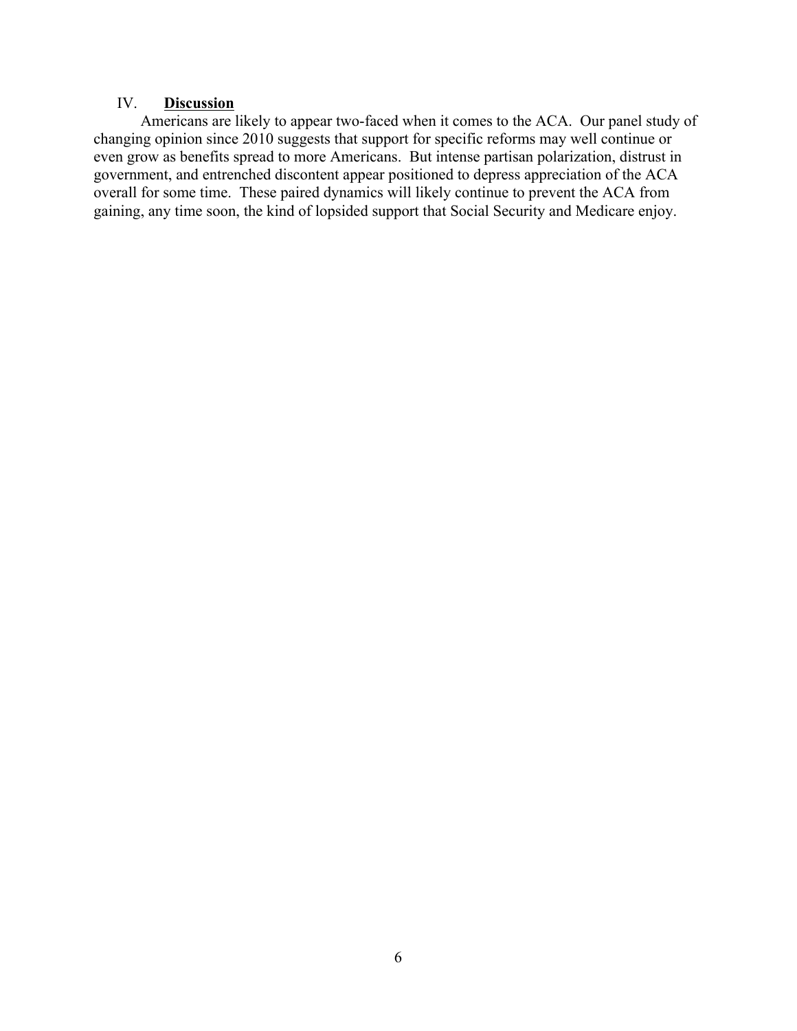## IV. **Discussion**

Americans are likely to appear two-faced when it comes to the ACA. Our panel study of changing opinion since 2010 suggests that support for specific reforms may well continue or even grow as benefits spread to more Americans. But intense partisan polarization, distrust in government, and entrenched discontent appear positioned to depress appreciation of the ACA overall for some time. These paired dynamics will likely continue to prevent the ACA from gaining, any time soon, the kind of lopsided support that Social Security and Medicare enjoy.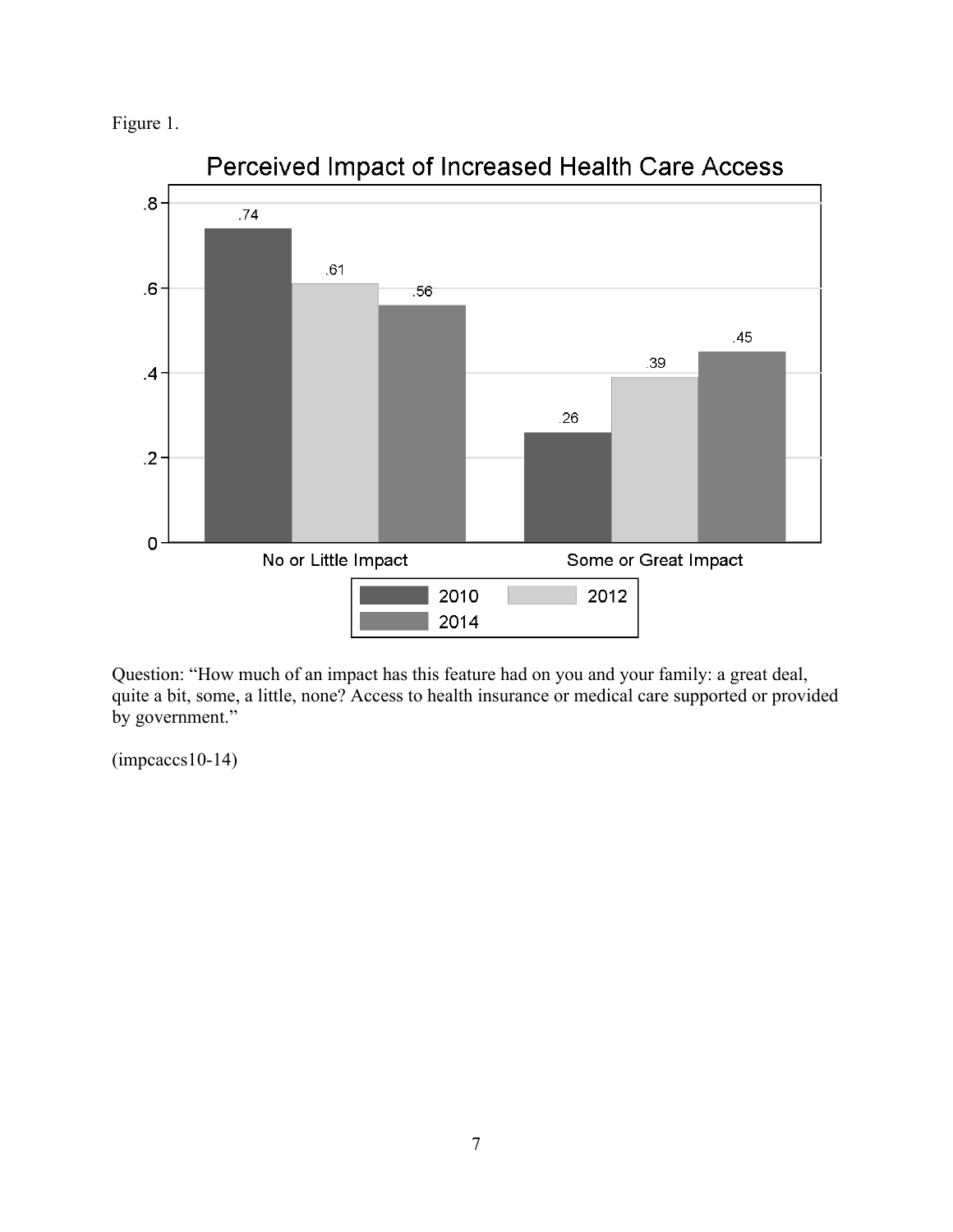Figure 1.

Perceived Impact of Increased Health Care Access

| | 2010 | 2012 | 2014 |
|---|---|---|---|
| No or Little Impact | .74 | .61 | .56 |
| Some or Great Impact | .26 | .39 | .45 |

Question: "How much of an impact has this feature had on you and your family: a great deal, quite a bit, some, a little, none? Access to health insurance or medical care supported or provided by government."

(impcaccs10-14)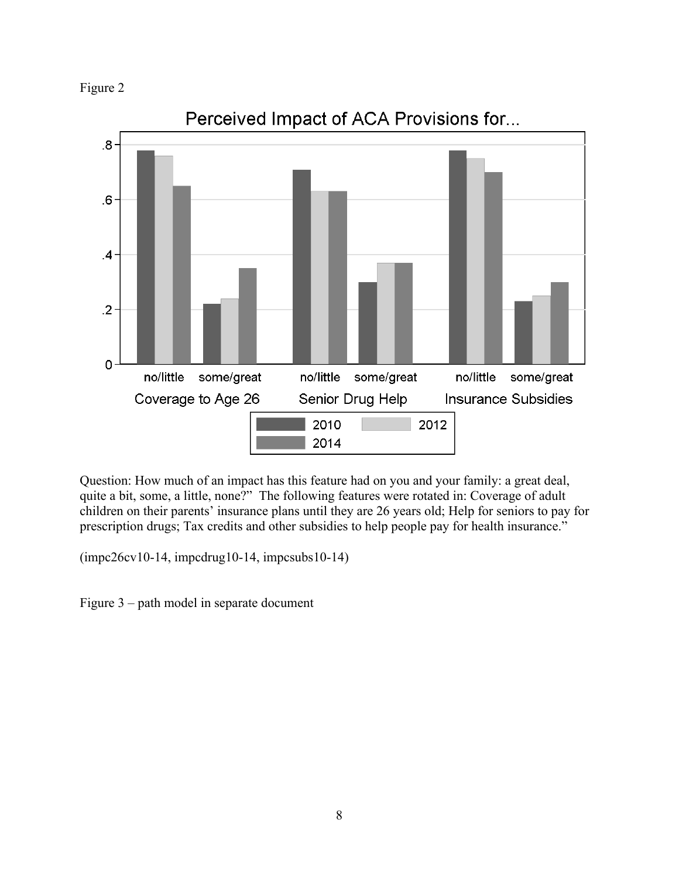Figure 2

Perceived Impact of ACA Provisions for...

Question: How much of an impact has this feature had on you and your family: a great deal, quite a bit, some, a little, none?" The following features were rotated in: Coverage of adult children on their parents' insurance plans until they are 26 years old; Help for seniors to pay for prescription drugs; Tax credits and other subsidies to help people pay for health insurance."

(impc26cv10-14, impcdrug10-14, impcsubs10-14)

Figure 3 – path model in separate document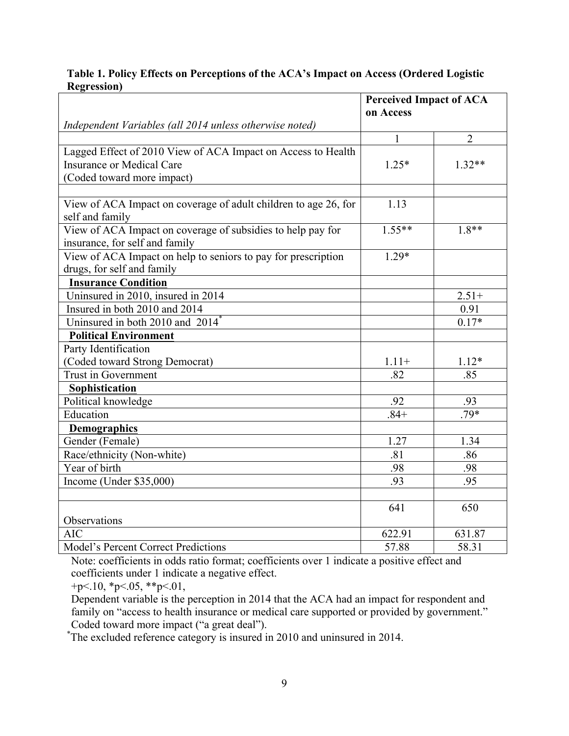**Table 1. Policy Effects on Perceptions of the ACA's Impact on Access (Ordered Logistic Regression)**

| *Independent Variables (all 2014 unless otherwise noted)* | **Perceived Impact of ACA on Access** | |
|---|---|---|
| | 1 | 2 |
| Lagged Effect of 2010 View of ACA Impact on Access to Health Insurance or Medical Care (Coded toward more impact) | 1.25* | 1.32** |
| | | |
| View of ACA Impact on coverage of adult children to age 26, for self and family | 1.13 | |
| View of ACA Impact on coverage of subsidies to help pay for insurance, for self and family | 1.55** | 1.8** |
| View of ACA Impact on help to seniors to pay for prescription drugs, for self and family | 1.29* | |
| **Insurance Condition** | | |
| Uninsured in 2010, insured in 2014 | | 2.51+ |
| Insured in both 2010 and 2014 | | 0.91 |
| Uninsured in both 2010 and 2014[*] | | 0.17* |
| **Political Environment** | | |
| Party Identification (Coded toward Strong Democrat) | 1.11+ | 1.12* |
| Trust in Government | .82 | .85 |
| **Sophistication** | | |
| Political knowledge | .92 | .93 |
| Education | .84+ | .79* |
| **Demographics** | | |
| Gender (Female) | 1.27 | 1.34 |
| Race/ethnicity (Non-white) | .81 | .86 |
| Year of birth | .98 | .98 |
| Income (Under $35,000) | .93 | .95 |
| | | |
| Observations | 641 | 650 |
| AIC | 622.91 | 631.87 |
| Model's Percent Correct Predictions | 57.88 | 58.31 |

Note: coefficients in odds ratio format; coefficients over 1 indicate a positive effect and coefficients under 1 indicate a negative effect.

+p<.10, *p<.05, **p<.01,

Dependent variable is the perception in 2014 that the ACA had an impact for respondent and family on "access to health insurance or medical care supported or provided by government." Coded toward more impact ("a great deal").

[*]The excluded reference category is insured in 2010 and uninsured in 2014.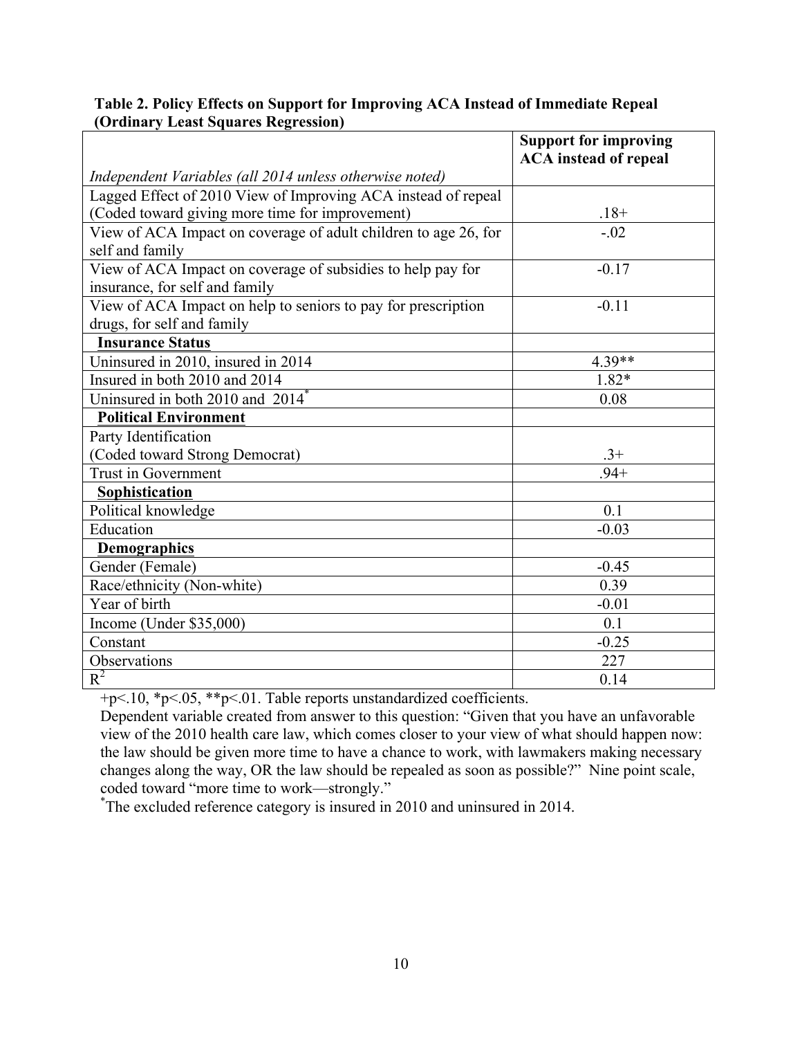**Table 2. Policy Effects on Support for Improving ACA Instead of Immediate Repeal (Ordinary Least Squares Regression)**

| *Independent Variables (all 2014 unless otherwise noted)* | **Support for improving ACA instead of repeal** |
|---|---|
| Lagged Effect of 2010 View of Improving ACA instead of repeal (Coded toward giving more time for improvement) | .18+ |
| View of ACA Impact on coverage of adult children to age 26, for self and family | -.02 |
| View of ACA Impact on coverage of subsidies to help pay for insurance, for self and family | -0.17 |
| View of ACA Impact on help to seniors to pay for prescription drugs, for self and family | -0.11 |
| **Insurance Status** | |
| Uninsured in 2010, insured in 2014 | 4.39** |
| Insured in both 2010 and 2014 | 1.82* |
| Uninsured in both 2010 and 2014[*] | 0.08 |
| **Political Environment** | |
| Party Identification (Coded toward Strong Democrat) | .3+ |
| Trust in Government | .94+ |
| **Sophistication** | |
| Political knowledge | 0.1 |
| Education | -0.03 |
| **Demographics** | |
| Gender (Female) | -0.45 |
| Race/ethnicity (Non-white) | 0.39 |
| Year of birth | -0.01 |
| Income (Under $35,000) | 0.1 |
| Constant | -0.25 |
| Observations | 227 |
| $R^2$ | 0.14 |

+p<.10, *p<.05, **p<.01. Table reports unstandardized coefficients.

Dependent variable created from answer to this question: "Given that you have an unfavorable view of the 2010 health care law, which comes closer to your view of what should happen now: the law should be given more time to have a chance to work, with lawmakers making necessary changes along the way, OR the law should be repealed as soon as possible?" Nine point scale, coded toward "more time to work—strongly."

[*]The excluded reference category is insured in 2010 and uninsured in 2014.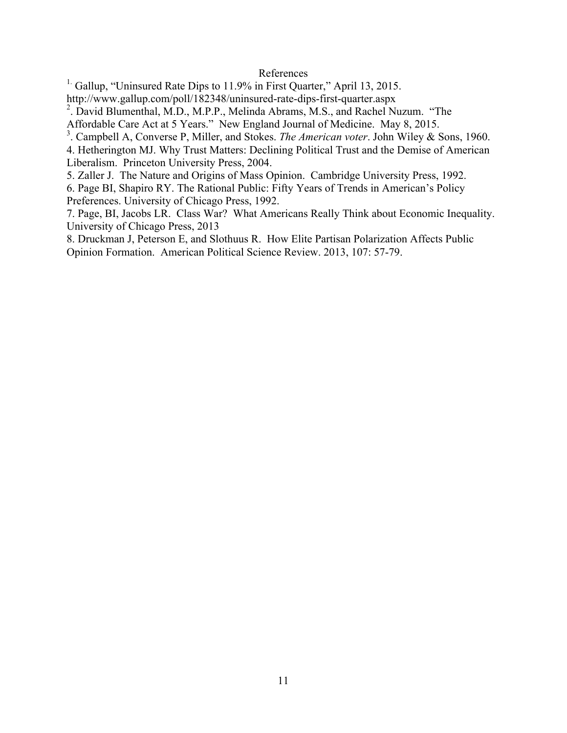# References

[1] Gallup, "Uninsured Rate Dips to 11.9% in First Quarter," April 13, 2015. http://www.gallup.com/poll/182348/uninsured-rate-dips-first-quarter.aspx

[2]. David Blumenthal, M.D., M.P.P., Melinda Abrams, M.S., and Rachel Nuzum. "The Affordable Care Act at 5 Years." New England Journal of Medicine. May 8, 2015.

[3]. Campbell A, Converse P, Miller, and Stokes. *The American voter*. John Wiley & Sons, 1960.

4. Hetherington MJ. Why Trust Matters: Declining Political Trust and the Demise of American Liberalism. Princeton University Press, 2004.

5. Zaller J. The Nature and Origins of Mass Opinion. Cambridge University Press, 1992.

6. Page BI, Shapiro RY. The Rational Public: Fifty Years of Trends in American's Policy Preferences. University of Chicago Press, 1992.

7. Page, BI, Jacobs LR. Class War? What Americans Really Think about Economic Inequality. University of Chicago Press, 2013

8. Druckman J, Peterson E, and Slothuus R. How Elite Partisan Polarization Affects Public Opinion Formation. American Political Science Review. 2013, 107: 57-79.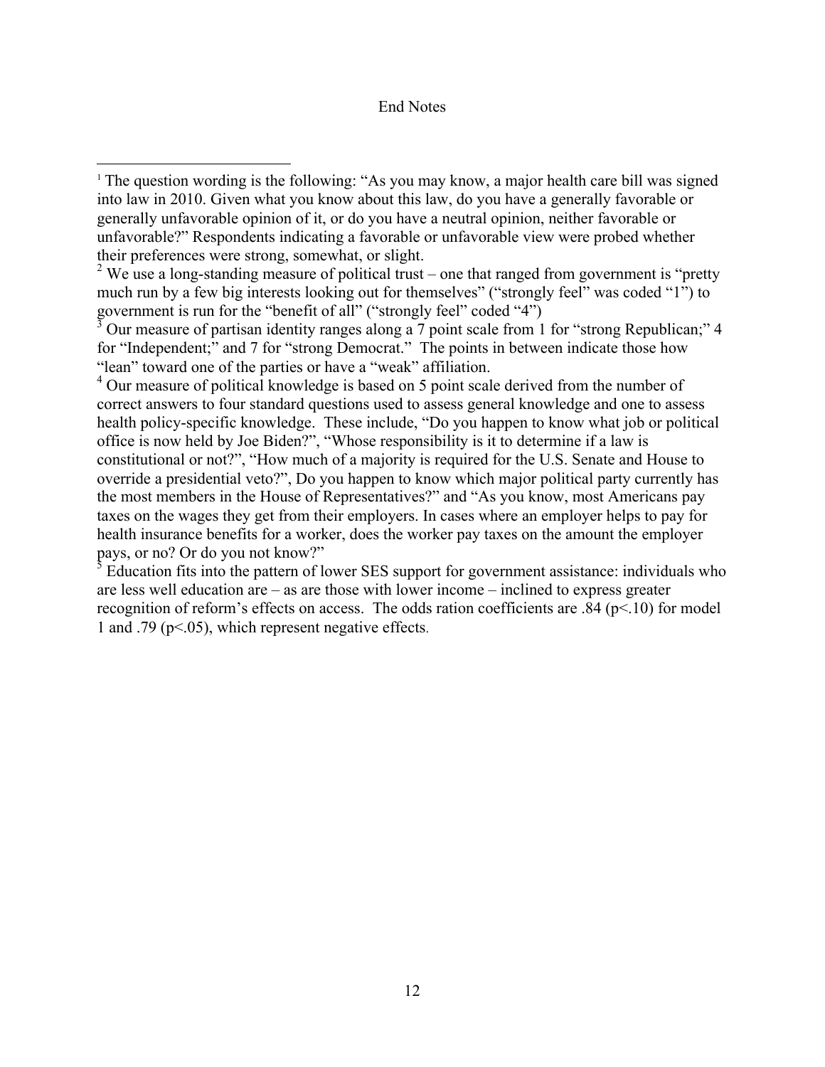# End Notes

[1] The question wording is the following: "As you may know, a major health care bill was signed into law in 2010. Given what you know about this law, do you have a generally favorable or generally unfavorable opinion of it, or do you have a neutral opinion, neither favorable or unfavorable?" Respondents indicating a favorable or unfavorable view were probed whether their preferences were strong, somewhat, or slight.

[2] We use a long-standing measure of political trust – one that ranged from government is "pretty much run by a few big interests looking out for themselves" ("strongly feel" was coded "1") to government is run for the "benefit of all" ("strongly feel" coded "4")

[3] Our measure of partisan identity ranges along a 7 point scale from 1 for "strong Republican;" 4 for "Independent;" and 7 for "strong Democrat." The points in between indicate those how "lean" toward one of the parties or have a "weak" affiliation.

[4] Our measure of political knowledge is based on 5 point scale derived from the number of correct answers to four standard questions used to assess general knowledge and one to assess health policy-specific knowledge. These include, "Do you happen to know what job or political office is now held by Joe Biden?", "Whose responsibility is it to determine if a law is constitutional or not?", "How much of a majority is required for the U.S. Senate and House to override a presidential veto?", Do you happen to know which major political party currently has the most members in the House of Representatives?" and "As you know, most Americans pay taxes on the wages they get from their employers. In cases where an employer helps to pay for health insurance benefits for a worker, does the worker pay taxes on the amount the employer pays, or no? Or do you not know?"

[5] Education fits into the pattern of lower SES support for government assistance: individuals who are less well education are – as are those with lower income – inclined to express greater recognition of reform's effects on access. The odds ration coefficients are .84 ($p<.10$) for model 1 and .79 ($p<.05$), which represent negative effects.